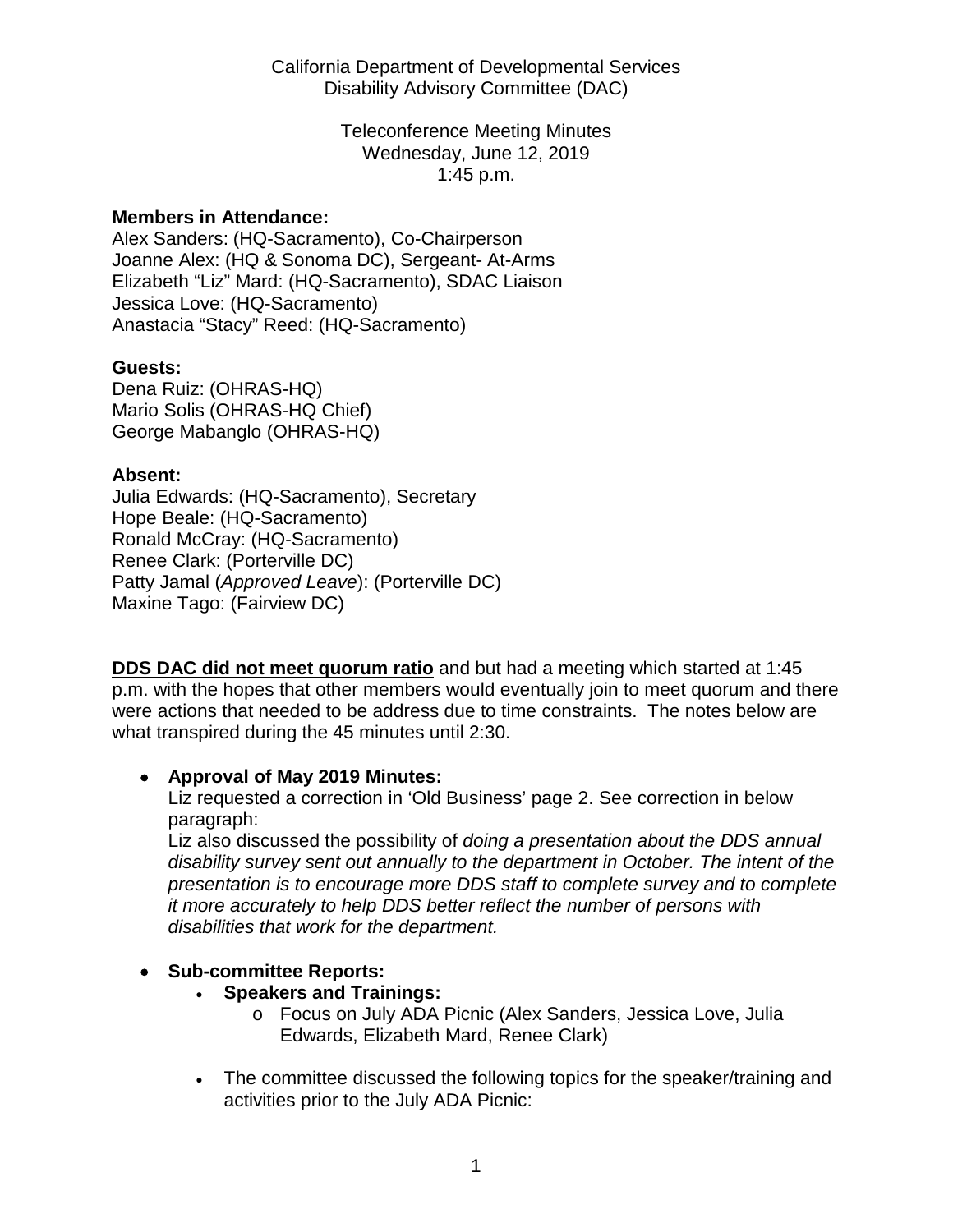California Department of Developmental Services
Disability Advisory Committee (DAC)

Teleconference Meeting Minutes
Wednesday, June 12, 2019
1:45 p.m.

---

**Members in Attendance:**
Alex Sanders: (HQ-Sacramento), Co-Chairperson
Joanne Alex: (HQ & Sonoma DC), Sergeant- At-Arms
Elizabeth "Liz" Mard: (HQ-Sacramento), SDAC Liaison
Jessica Love: (HQ-Sacramento)
Anastacia "Stacy" Reed: (HQ-Sacramento)

**Guests:**
Dena Ruiz: (OHRAS-HQ)
Mario Solis (OHRAS-HQ Chief)
George Mabanglo (OHRAS-HQ)

**Absent:**
Julia Edwards: (HQ-Sacramento), Secretary
Hope Beale: (HQ-Sacramento)
Ronald McCray: (HQ-Sacramento)
Renee Clark: (Porterville DC)
Patty Jamal (*Approved Leave*): (Porterville DC)
Maxine Tago: (Fairview DC)

**DDS DAC did not meet quorum ratio** and but had a meeting which started at 1:45 p.m. with the hopes that other members would eventually join to meet quorum and there were actions that needed to be address due to time constraints. The notes below are what transpired during the 45 minutes until 2:30.

- **Approval of May 2019 Minutes:**
  Liz requested a correction in 'Old Business' page 2. See correction in below paragraph:
  Liz also discussed the possibility of *doing a presentation about the DDS annual disability survey sent out annually to the department in October. The intent of the presentation is to encourage more DDS staff to complete survey and to complete it more accurately to help DDS better reflect the number of persons with disabilities that work for the department.*

- **Sub-committee Reports:**
  - **Speakers and Trainings:**
    - Focus on July ADA Picnic (Alex Sanders, Jessica Love, Julia Edwards, Elizabeth Mard, Renee Clark)
  - The committee discussed the following topics for the speaker/training and activities prior to the July ADA Picnic: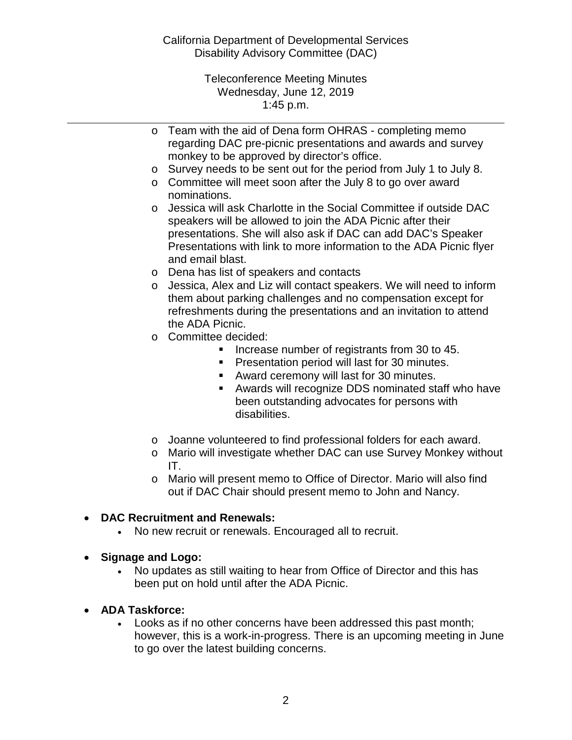California Department of Developmental Services
Disability Advisory Committee (DAC)

Teleconference Meeting Minutes
Wednesday, June 12, 2019
1:45 p.m.

- Team with the aid of Dena form OHRAS - completing memo regarding DAC pre-picnic presentations and awards and survey monkey to be approved by director's office.
- Survey needs to be sent out for the period from July 1 to July 8.
- Committee will meet soon after the July 8 to go over award nominations.
- Jessica will ask Charlotte in the Social Committee if outside DAC speakers will be allowed to join the ADA Picnic after their presentations. She will also ask if DAC can add DAC's Speaker Presentations with link to more information to the ADA Picnic flyer and email blast.
- Dena has list of speakers and contacts
- Jessica, Alex and Liz will contact speakers. We will need to inform them about parking challenges and no compensation except for refreshments during the presentations and an invitation to attend the ADA Picnic.
- Committee decided:
  - Increase number of registrants from 30 to 45.
  - Presentation period will last for 30 minutes.
  - Award ceremony will last for 30 minutes.
  - Awards will recognize DDS nominated staff who have been outstanding advocates for persons with disabilities.
- Joanne volunteered to find professional folders for each award.
- Mario will investigate whether DAC can use Survey Monkey without IT.
- Mario will present memo to Office of Director. Mario will also find out if DAC Chair should present memo to John and Nancy.

- **DAC Recruitment and Renewals:**
  - No new recruit or renewals. Encouraged all to recruit.

- **Signage and Logo:**
  - No updates as still waiting to hear from Office of Director and this has been put on hold until after the ADA Picnic.

- **ADA Taskforce:**
  - Looks as if no other concerns have been addressed this past month; however, this is a work-in-progress. There is an upcoming meeting in June to go over the latest building concerns.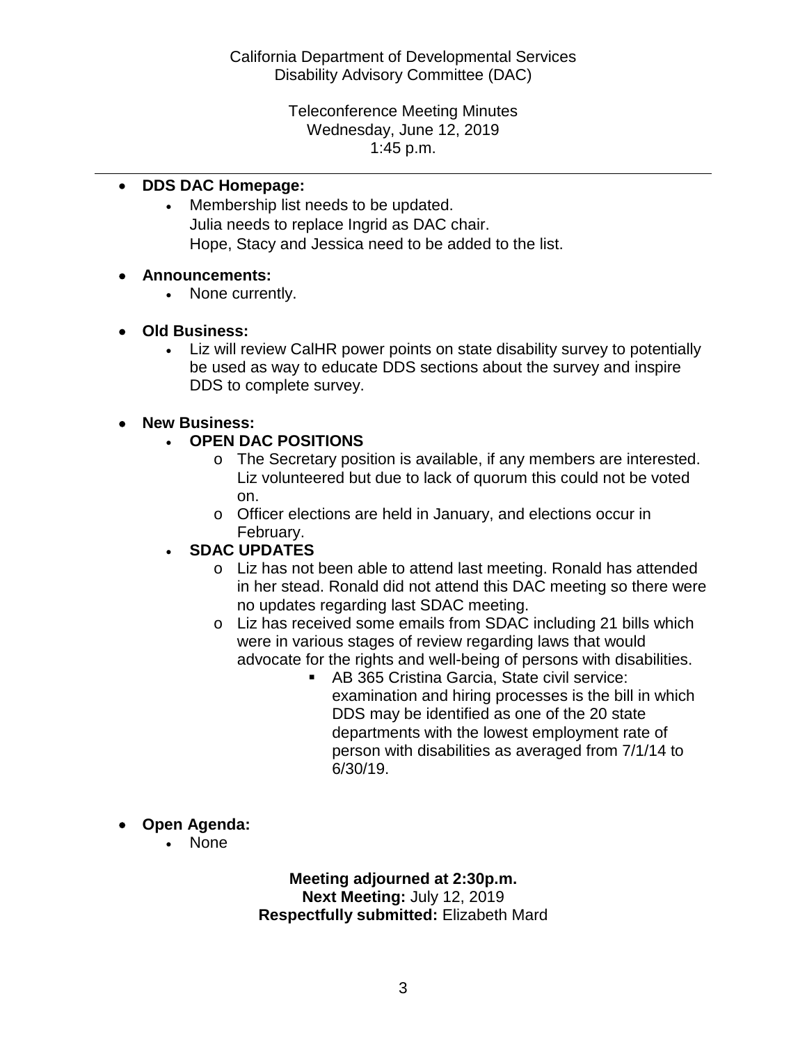California Department of Developmental Services
Disability Advisory Committee (DAC)

Teleconference Meeting Minutes
Wednesday, June 12, 2019
1:45 p.m.

---

- **DDS DAC Homepage:**
  - Membership list needs to be updated.
    Julia needs to replace Ingrid as DAC chair.
    Hope, Stacy and Jessica need to be added to the list.

- **Announcements:**
  - None currently.

- **Old Business:**
  - Liz will review CalHR power points on state disability survey to potentially be used as way to educate DDS sections about the survey and inspire DDS to complete survey.

- **New Business:**
  - **OPEN DAC POSITIONS**
    - The Secretary position is available, if any members are interested. Liz volunteered but due to lack of quorum this could not be voted on.
    - Officer elections are held in January, and elections occur in February.
  - **SDAC UPDATES**
    - Liz has not been able to attend last meeting. Ronald has attended in her stead. Ronald did not attend this DAC meeting so there were no updates regarding last SDAC meeting.
    - Liz has received some emails from SDAC including 21 bills which were in various stages of review regarding laws that would advocate for the rights and well-being of persons with disabilities.
      - AB 365 Cristina Garcia, State civil service: examination and hiring processes is the bill in which DDS may be identified as one of the 20 state departments with the lowest employment rate of person with disabilities as averaged from 7/1/14 to 6/30/19.

- **Open Agenda:**
  - None

**Meeting adjourned at 2:30p.m.**
**Next Meeting:** July 12, 2019
**Respectfully submitted:** Elizabeth Mard